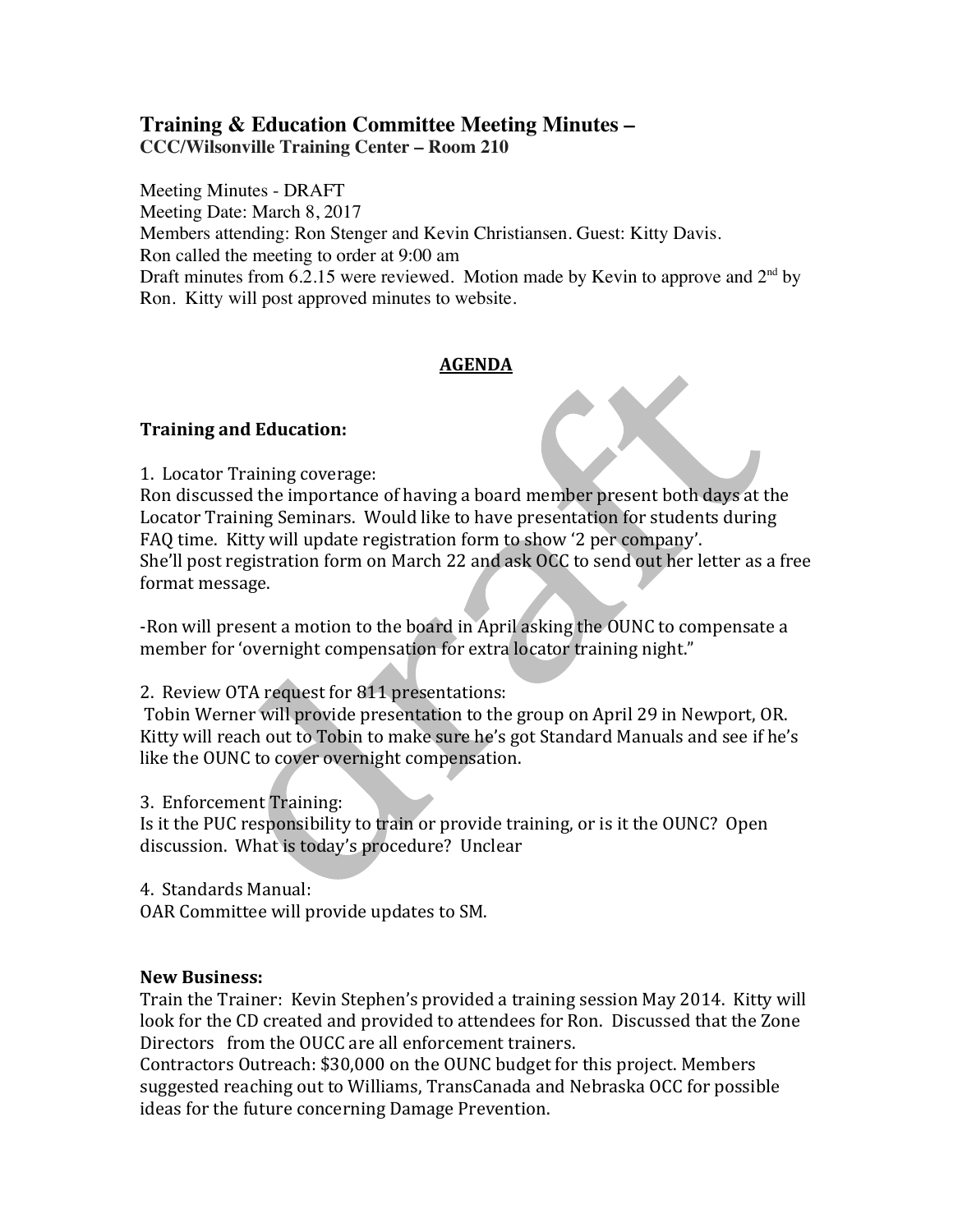# Training & Education Committee Meeting Minutes –

**CCC/Wilsonville Training Center – Room 210**

Meeting Minutes - DRAFT
Meeting Date: March 8, 2017
Members attending: Ron Stenger and Kevin Christiansen. Guest: Kitty Davis.
Ron called the meeting to order at 9:00 am
Draft minutes from 6.2.15 were reviewed. Motion made by Kevin to approve and 2nd by Ron. Kitty will post approved minutes to website.

## AGENDA

### Training and Education:

1. Locator Training coverage:
Ron discussed the importance of having a board member present both days at the Locator Training Seminars. Would like to have presentation for students during FAQ time. Kitty will update registration form to show '2 per company'.
She'll post registration form on March 22 and ask OCC to send out her letter as a free format message.

-Ron will present a motion to the board in April asking the OUNC to compensate a member for 'overnight compensation for extra locator training night."

2. Review OTA request for 811 presentations:
Tobin Werner will provide presentation to the group on April 29 in Newport, OR. Kitty will reach out to Tobin to make sure he's got Standard Manuals and see if he's like the OUNC to cover overnight compensation.

3. Enforcement Training:
Is it the PUC responsibility to train or provide training, or is it the OUNC? Open discussion. What is today's procedure? Unclear

4. Standards Manual:
OAR Committee will provide updates to SM.

### New Business:

Train the Trainer: Kevin Stephen's provided a training session May 2014. Kitty will look for the CD created and provided to attendees for Ron. Discussed that the Zone Directors from the OUCC are all enforcement trainers.
Contractors Outreach: $30,000 on the OUNC budget for this project. Members suggested reaching out to Williams, TransCanada and Nebraska OCC for possible ideas for the future concerning Damage Prevention.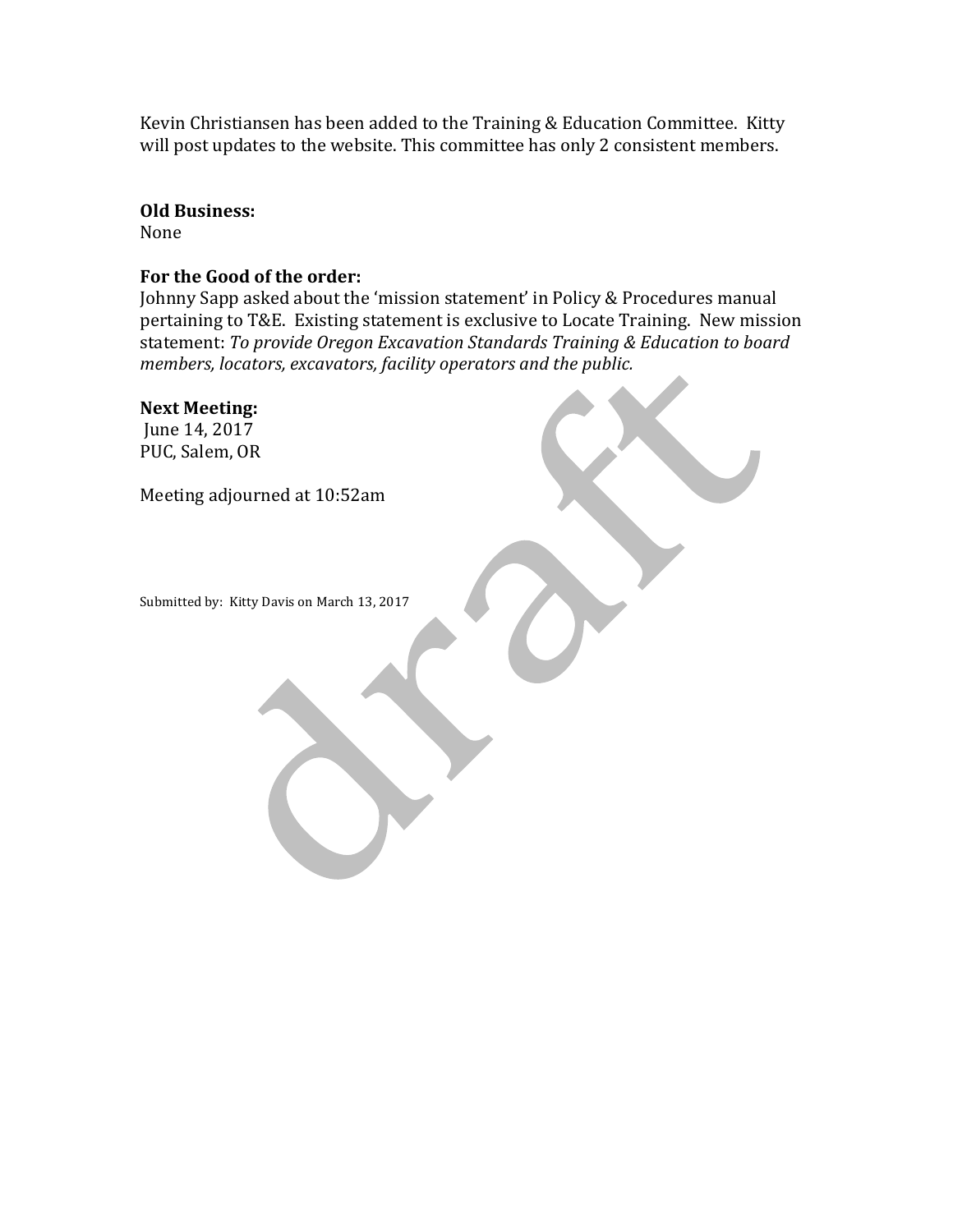Kevin Christiansen has been added to the Training & Education Committee. Kitty will post updates to the website. This committee has only 2 consistent members.

**Old Business:**
None

**For the Good of the order:**
Johnny Sapp asked about the 'mission statement' in Policy & Procedures manual pertaining to T&E. Existing statement is exclusive to Locate Training. New mission statement: *To provide Oregon Excavation Standards Training & Education to board members, locators, excavators, facility operators and the public.*

**Next Meeting:**
June 14, 2017
PUC, Salem, OR

Meeting adjourned at 10:52am

Submitted by: Kitty Davis on March 13, 2017

draft